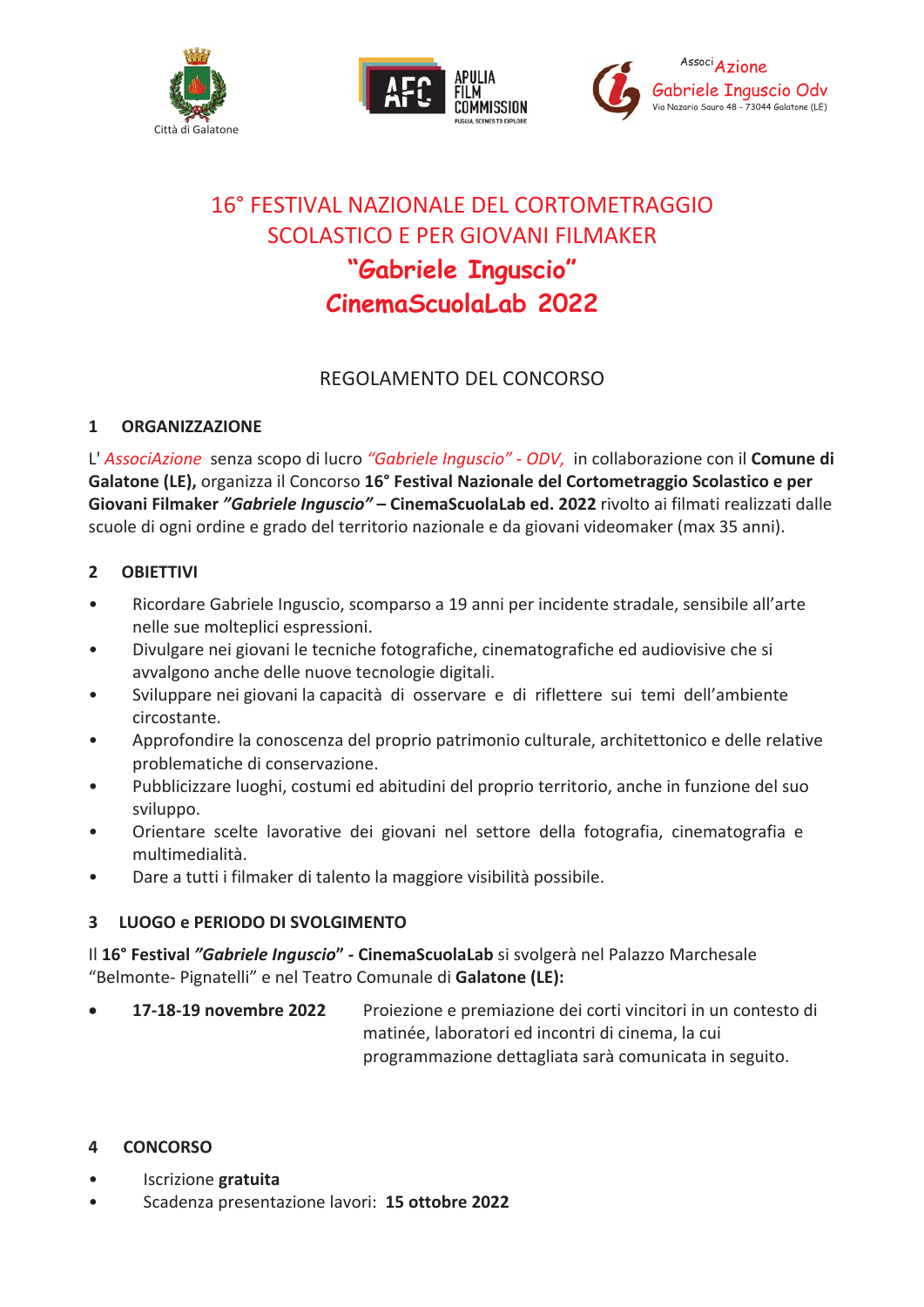Città di Galatone

APULIA FILM COMMISSION

AssociAzione Gabriele Inguscio Odv
Via Nazario Sauro 48 - 73044 Galatone (LE)

# 16° FESTIVAL NAZIONALE DEL CORTOMETRAGGIO SCOLASTICO E PER GIOVANI FILMAKER

# **"Gabriele Inguscio"**
# **CinemaScuolaLab 2022**

## REGOLAMENTO DEL CONCORSO

### 1 ORGANIZZAZIONE

L' *AssociAzione* senza scopo di lucro *"Gabriele Inguscio" - ODV,* in collaborazione con il **Comune di Galatone (LE),** organizza il Concorso **16° Festival Nazionale del Cortometraggio Scolastico e per Giovani Filmaker *"Gabriele Inguscio"* – CinemaScuolaLab ed. 2022** rivolto ai filmati realizzati dalle scuole di ogni ordine e grado del territorio nazionale e da giovani videomaker (max 35 anni).

### 2 OBIETTIVI

- Ricordare Gabriele Inguscio, scomparso a 19 anni per incidente stradale, sensibile all'arte nelle sue molteplici espressioni.
- Divulgare nei giovani le tecniche fotografiche, cinematografiche ed audiovisive che si avvalgono anche delle nuove tecnologie digitali.
- Sviluppare nei giovani la capacità di osservare e di riflettere sui temi dell'ambiente circostante.
- Approfondire la conoscenza del proprio patrimonio culturale, architettonico e delle relative problematiche di conservazione.
- Pubblicizzare luoghi, costumi ed abitudini del proprio territorio, anche in funzione del suo sviluppo.
- Orientare scelte lavorative dei giovani nel settore della fotografia, cinematografia e multimedialità.
- Dare a tutti i filmaker di talento la maggiore visibilità possibile.

### 3 LUOGO e PERIODO DI SVOLGIMENTO

Il **16° Festival *"Gabriele Inguscio*" - CinemaScuolaLab** si svolgerà nel Palazzo Marchesale "Belmonte- Pignatelli" e nel Teatro Comunale di **Galatone (LE):**

- **17-18-19 novembre 2022** — Proiezione e premiazione dei corti vincitori in un contesto di matinée, laboratori ed incontri di cinema, la cui programmazione dettagliata sarà comunicata in seguito.

### 4 CONCORSO

- Iscrizione **gratuita**
- Scadenza presentazione lavori: **15 ottobre 2022**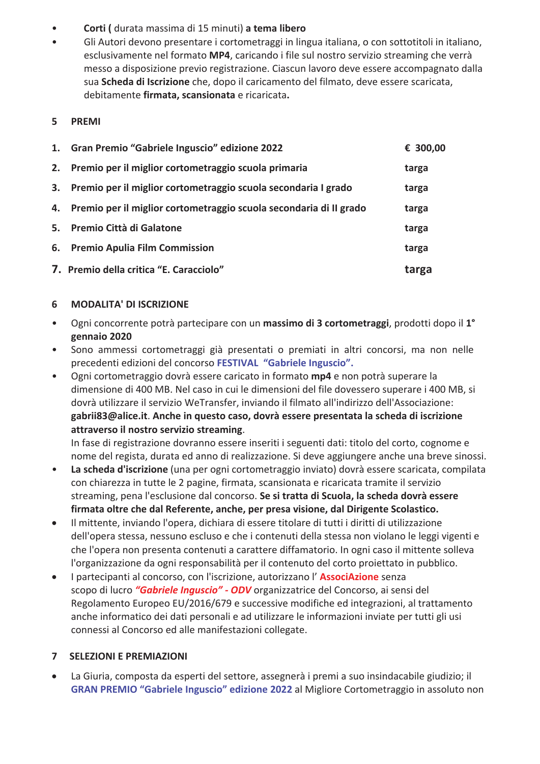- **Corti (** durata massima di 15 minuti) **a tema libero**
- Gli Autori devono presentare i cortometraggi in lingua italiana, o con sottotitoli in italiano, esclusivamente nel formato **MP4**, caricando i file sul nostro servizio streaming che verrà messo a disposizione previo registrazione. Ciascun lavoro deve essere accompagnato dalla sua **Scheda di Iscrizione** che, dopo il caricamento del filmato, deve essere scaricata, debitamente **firmata, scansionata** e ricaricata**.**

## 5 PREMI

| | | |
|---|---|---|
| **1.** | **Gran Premio "Gabriele Inguscio" edizione 2022** | **€ 300,00** |
| **2.** | **Premio per il miglior cortometraggio scuola primaria** | **targa** |
| **3.** | **Premio per il miglior cortometraggio scuola secondaria I grado** | **targa** |
| **4.** | **Premio per il miglior cortometraggio scuola secondaria di II grado** | **targa** |
| **5.** | **Premio Città di Galatone** | **targa** |
| **6.** | **Premio Apulia Film Commission** | **targa** |
| **7.** | **Premio della critica "E. Caracciolo"** | **targa** |

## 6 MODALITA' DI ISCRIZIONE

- Ogni concorrente potrà partecipare con un **massimo di 3 cortometraggi**, prodotti dopo il **1° gennaio 2020**
- Sono ammessi cortometraggi già presentati o premiati in altri concorsi, ma non nelle precedenti edizioni del concorso **FESTIVAL "Gabriele Inguscio".**
- Ogni cortometraggio dovrà essere caricato in formato **mp4** e non potrà superare la dimensione di 400 MB. Nel caso in cui le dimensioni del file dovessero superare i 400 MB, si dovrà utilizzare il servizio WeTransfer, inviando il filmato all'indirizzo dell'Associazione: **gabrii83@alice.it**. **Anche in questo caso, dovrà essere presentata la scheda di iscrizione attraverso il nostro servizio streaming**.
  In fase di registrazione dovranno essere inseriti i seguenti dati: titolo del corto, cognome e nome del regista, durata ed anno di realizzazione. Si deve aggiungere anche una breve sinossi.
- **La scheda d'iscrizione** (una per ogni cortometraggio inviato) dovrà essere scaricata, compilata con chiarezza in tutte le 2 pagine, firmata, scansionata e ricaricata tramite il servizio streaming, pena l'esclusione dal concorso. **Se si tratta di Scuola, la scheda dovrà essere firmata oltre che dal Referente, anche, per presa visione, dal Dirigente Scolastico.**
- Il mittente, inviando l'opera, dichiara di essere titolare di tutti i diritti di utilizzazione dell'opera stessa, nessuno escluso e che i contenuti della stessa non violano le leggi vigenti e che l'opera non presenta contenuti a carattere diffamatorio. In ogni caso il mittente solleva l'organizzazione da ogni responsabilità per il contenuto del corto proiettato in pubblico.
- I partecipanti al concorso, con l'iscrizione, autorizzano l' **AssociAzione** senza scopo di lucro ***"Gabriele Inguscio" - ODV*** organizzatrice del Concorso, ai sensi del Regolamento Europeo EU/2016/679 e successive modifiche ed integrazioni, al trattamento anche informatico dei dati personali e ad utilizzare le informazioni inviate per tutti gli usi connessi al Concorso ed alle manifestazioni collegate.

## 7 SELEZIONI E PREMIAZIONI

- La Giuria, composta da esperti del settore, assegnerà i premi a suo insindacabile giudizio; il **GRAN PREMIO "Gabriele Inguscio" edizione 2022** al Migliore Cortometraggio in assoluto non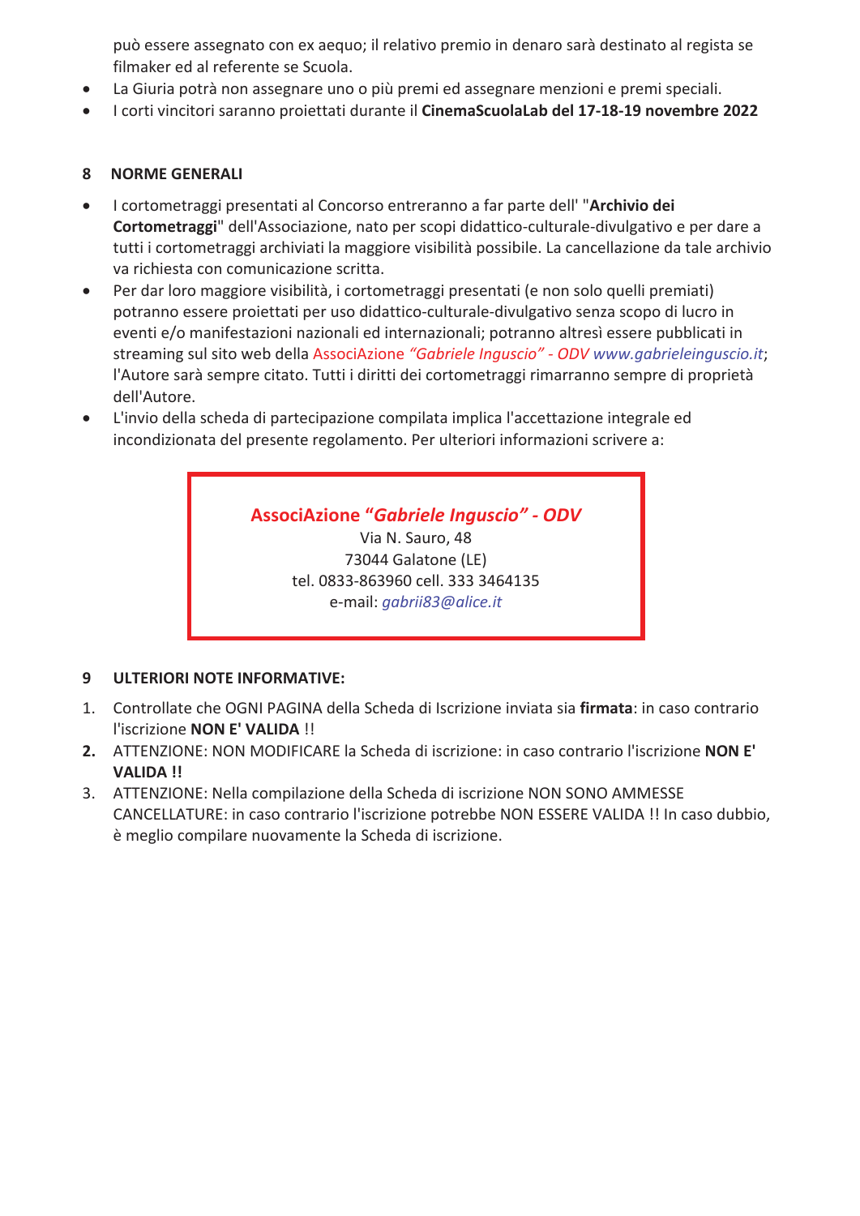può essere assegnato con ex aequo; il relativo premio in denaro sarà destinato al regista se filmaker ed al referente se Scuola.

- La Giuria potrà non assegnare uno o più premi ed assegnare menzioni e premi speciali.
- I corti vincitori saranno proiettati durante il **CinemaScuolaLab del 17-18-19 novembre 2022**

## 8 NORME GENERALI

- I cortometraggi presentati al Concorso entreranno a far parte dell' "**Archivio dei Cortometraggi**" dell'Associazione, nato per scopi didattico-culturale-divulgativo e per dare a tutti i cortometraggi archiviati la maggiore visibilità possibile. La cancellazione da tale archivio va richiesta con comunicazione scritta.
- Per dar loro maggiore visibilità, i cortometraggi presentati (e non solo quelli premiati) potranno essere proiettati per uso didattico-culturale-divulgativo senza scopo di lucro in eventi e/o manifestazioni nazionali ed internazionali; potranno altresì essere pubblicati in streaming sul sito web della AssociAzione *"Gabriele Inguscio" - ODV* *www.gabrieleinguscio.it*; l'Autore sarà sempre citato. Tutti i diritti dei cortometraggi rimarranno sempre di proprietà dell'Autore.
- L'invio della scheda di partecipazione compilata implica l'accettazione integrale ed incondizionata del presente regolamento. Per ulteriori informazioni scrivere a:

**AssociAzione *"Gabriele Inguscio" - ODV***
Via N. Sauro, 48
73044 Galatone (LE)
tel. 0833-863960 cell. 333 3464135
e-mail: *gabrii83@alice.it*

## 9 ULTERIORI NOTE INFORMATIVE:

1. Controllate che OGNI PAGINA della Scheda di Iscrizione inviata sia **firmata**: in caso contrario l'iscrizione **NON E' VALIDA** !!
2. ATTENZIONE: NON MODIFICARE la Scheda di iscrizione: in caso contrario l'iscrizione **NON E' VALIDA !!**
3. ATTENZIONE: Nella compilazione della Scheda di iscrizione NON SONO AMMESSE CANCELLATURE: in caso contrario l'iscrizione potrebbe NON ESSERE VALIDA !! In caso dubbio, è meglio compilare nuovamente la Scheda di iscrizione.